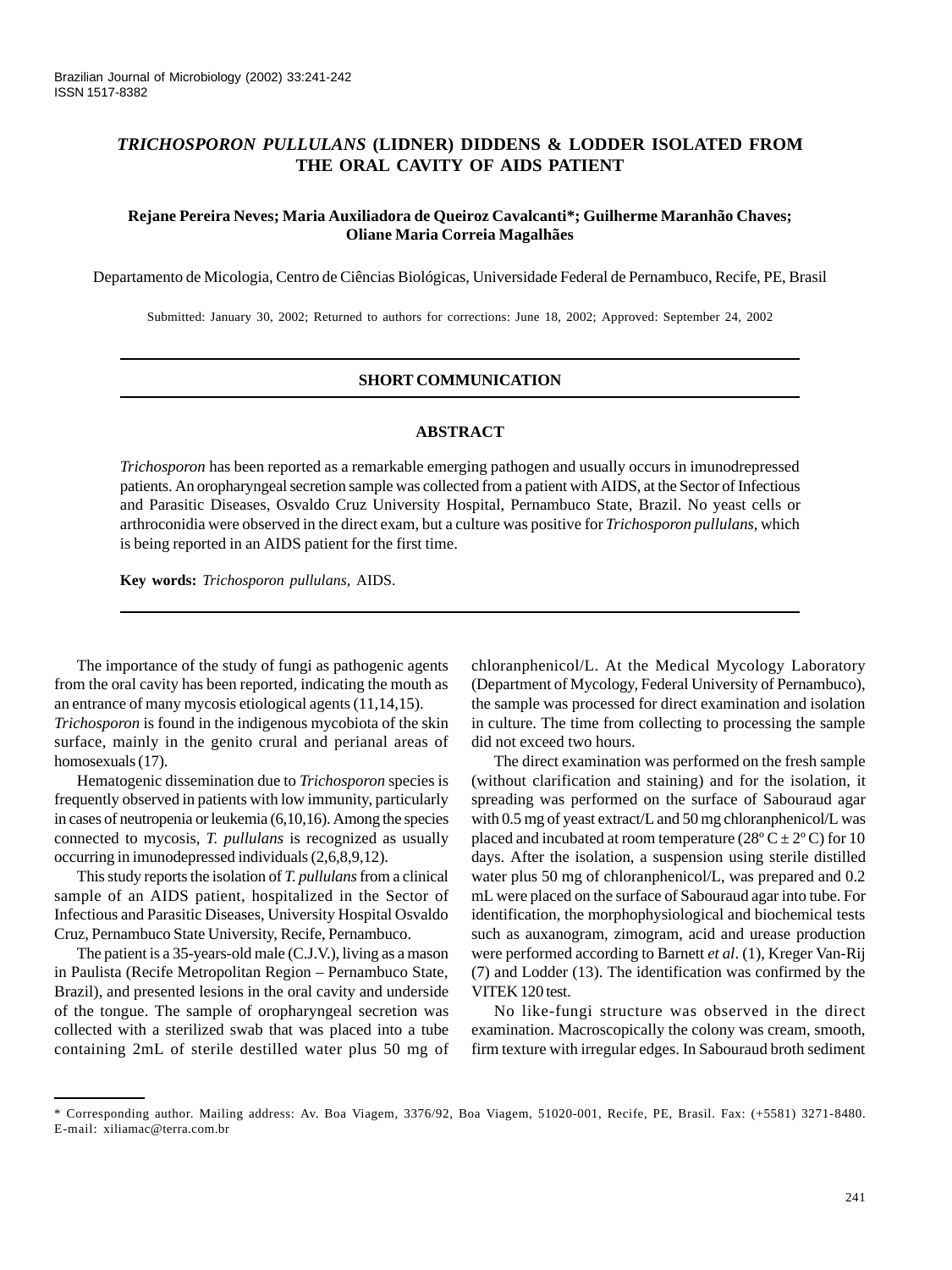# *TRICHOSPORON PULLULANS* (LIDNER) DIDDENS & LODDER ISOLATED FROM THE ORAL CAVITY OF AIDS PATIENT

**Rejane Pereira Neves; Maria Auxiliadora de Queiroz Cavalcanti*; Guilherme Maranhão Chaves; Oliane Maria Correia Magalhães**

Departamento de Micologia, Centro de Ciências Biológicas, Universidade Federal de Pernambuco, Recife, PE, Brasil

Submitted: January 30, 2002; Returned to authors for corrections: June 18, 2002; Approved: September 24, 2002

## SHORT COMMUNICATION

### ABSTRACT

*Trichosporon* has been reported as a remarkable emerging pathogen and usually occurs in imunodrepressed patients. An oropharyngeal secretion sample was collected from a patient with AIDS, at the Sector of Infectious and Parasitic Diseases, Osvaldo Cruz University Hospital, Pernambuco State, Brazil. No yeast cells or arthroconidia were observed in the direct exam, but a culture was positive for *Trichosporon pullulans*, which is being reported in an AIDS patient for the first time.

**Key words:** *Trichosporon pullulans*, AIDS.

The importance of the study of fungi as pathogenic agents from the oral cavity has been reported, indicating the mouth as an entrance of many mycosis etiological agents (11,14,15). *Trichosporon* is found in the indigenous mycobiota of the skin surface, mainly in the genito crural and perianal areas of homosexuals (17).

Hematogenic dissemination due to *Trichosporon* species is frequently observed in patients with low immunity, particularly in cases of neutropenia or leukemia (6,10,16). Among the species connected to mycosis, *T. pullulans* is recognized as usually occurring in imunodepressed individuals (2,6,8,9,12).

This study reports the isolation of *T. pullulans* from a clinical sample of an AIDS patient, hospitalized in the Sector of Infectious and Parasitic Diseases, University Hospital Osvaldo Cruz, Pernambuco State University, Recife, Pernambuco.

The patient is a 35-years-old male (C.J.V.), living as a mason in Paulista (Recife Metropolitan Region – Pernambuco State, Brazil), and presented lesions in the oral cavity and underside of the tongue. The sample of oropharyngeal secretion was collected with a sterilized swab that was placed into a tube containing 2mL of sterile destilled water plus 50 mg of chloranphenicol/L. At the Medical Mycology Laboratory (Department of Mycology, Federal University of Pernambuco), the sample was processed for direct examination and isolation in culture. The time from collecting to processing the sample did not exceed two hours.

The direct examination was performed on the fresh sample (without clarification and staining) and for the isolation, it spreading was performed on the surface of Sabouraud agar with 0.5 mg of yeast extract/L and 50 mg chloranphenicol/L was placed and incubated at room temperature (28º C ± 2º C) for 10 days. After the isolation, a suspension using sterile distilled water plus 50 mg of chloranphenicol/L, was prepared and 0.2 mL were placed on the surface of Sabouraud agar into tube. For identification, the morphophysiological and biochemical tests such as auxanogram, zimogram, acid and urease production were performed according to Barnett *et al*. (1), Kreger Van-Rij (7) and Lodder (13). The identification was confirmed by the VITEK 120 test.

No like-fungi structure was observed in the direct examination. Macroscopically the colony was cream, smooth, firm texture with irregular edges. In Sabouraud broth sediment

* Corresponding author. Mailing address: Av. Boa Viagem, 3376/92, Boa Viagem, 51020-001, Recife, PE, Brasil. Fax: (+5581) 3271-8480. E-mail: xiliamac@terra.com.br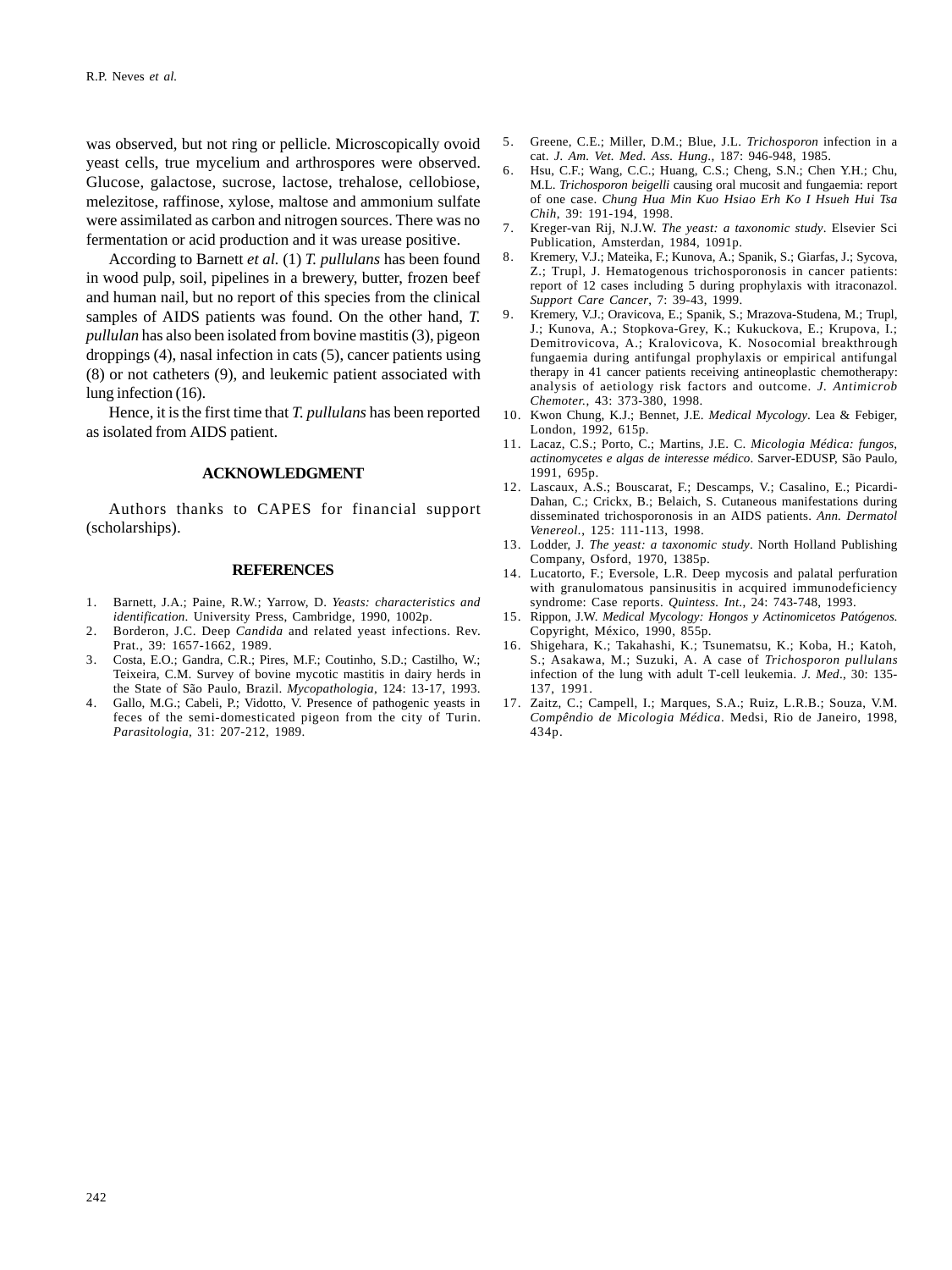was observed, but not ring or pellicle. Microscopically ovoid yeast cells, true mycelium and arthrospores were observed. Glucose, galactose, sucrose, lactose, trehalose, cellobiose, melezitose, raffinose, xylose, maltose and ammonium sulfate were assimilated as carbon and nitrogen sources. There was no fermentation or acid production and it was urease positive.

According to Barnett *et al.* (1) *T. pullulans* has been found in wood pulp, soil, pipelines in a brewery, butter, frozen beef and human nail, but no report of this species from the clinical samples of AIDS patients was found. On the other hand, *T. pullulan* has also been isolated from bovine mastitis (3), pigeon droppings (4), nasal infection in cats (5), cancer patients using (8) or not catheters (9), and leukemic patient associated with lung infection (16).

Hence, it is the first time that *T. pullulans* has been reported as isolated from AIDS patient.

## ACKNOWLEDGMENT

Authors thanks to CAPES for financial support (scholarships).

## REFERENCES

1. Barnett, J.A.; Paine, R.W.; Yarrow, D. *Yeasts: characteristics and identification*. University Press, Cambridge, 1990, 1002p.
2. Borderon, J.C. Deep *Candida* and related yeast infections. Rev. Prat., 39: 1657-1662, 1989.
3. Costa, E.O.; Gandra, C.R.; Pires, M.F.; Coutinho, S.D.; Castilho, W.; Teixeira, C.M. Survey of bovine mycotic mastitis in dairy herds in the State of São Paulo, Brazil. *Mycopathologia*, 124: 13-17, 1993.
4. Gallo, M.G.; Cabeli, P.; Vidotto, V. Presence of pathogenic yeasts in feces of the semi-domesticated pigeon from the city of Turin. *Parasitologia*, 31: 207-212, 1989.
5. Greene, C.E.; Miller, D.M.; Blue, J.L. *Trichosporon* infection in a cat. *J. Am. Vet. Med. Ass. Hung*., 187: 946-948, 1985.
6. Hsu, C.F.; Wang, C.C.; Huang, C.S.; Cheng, S.N.; Chen Y.H.; Chu, M.L. *Trichosporon beigelli* causing oral mucosit and fungaemia: report of one case. *Chung Hua Min Kuo Hsiao Erh Ko I Hsueh Hui Tsa Chih*, 39: 191-194, 1998.
7. Kreger-van Rij, N.J.W. *The yeast: a taxonomic study*. Elsevier Sci Publication, Amsterdan, 1984, 1091p.
8. Kremery, V.J.; Mateika, F.; Kunova, A.; Spanik, S.; Giarfas, J.; Sycova, Z.; Trupl, J. Hematogenous trichosporonosis in cancer patients: report of 12 cases including 5 during prophylaxis with itraconazol. *Support Care Cancer*, 7: 39-43, 1999.
9. Kremery, V.J.; Oravicova, E.; Spanik, S.; Mrazova-Studena, M.; Trupl, J.; Kunova, A.; Stopkova-Grey, K.; Kukuckova, E.; Krupova, I.; Demitrovicova, A.; Kralovicova, K. Nosocomial breakthrough fungaemia during antifungal prophylaxis or empirical antifungal therapy in 41 cancer patients receiving antineoplastic chemotherapy: analysis of aetiology risk factors and outcome. *J. Antimicrob Chemoter.*, 43: 373-380, 1998.
10. Kwon Chung, K.J.; Bennet, J.E. *Medical Mycology*. Lea & Febiger, London, 1992, 615p.
11. Lacaz, C.S.; Porto, C.; Martins, J.E. C. *Micologia Médica: fungos, actinomycetes e algas de interesse médico*. Sarver-EDUSP, São Paulo, 1991, 695p.
12. Lascaux, A.S.; Bouscarat, F.; Descamps, V.; Casalino, E.; Picardi-Dahan, C.; Crickx, B.; Belaich, S. Cutaneous manifestations during disseminated trichosporonosis in an AIDS patients. *Ann. Dermatol Venereol.*, 125: 111-113, 1998.
13. Lodder, J. *The yeast: a taxonomic study*. North Holland Publishing Company, Osford, 1970, 1385p.
14. Lucatorto, F.; Eversole, L.R. Deep mycosis and palatal perfuration with granulomatous pansinusitis in acquired immunodeficiency syndrome: Case reports. *Quintess. Int.*, 24: 743-748, 1993.
15. Rippon, J.W. *Medical Mycology: Hongos y Actinomicetos Patógenos.* Copyright, México, 1990, 855p.
16. Shigehara, K.; Takahashi, K.; Tsunematsu, K.; Koba, H.; Katoh, S.; Asakawa, M.; Suzuki, A. A case of *Trichosporon pullulans* infection of the lung with adult T-cell leukemia. *J. Med*., 30: 135-137, 1991.
17. Zaitz, C.; Campell, I.; Marques, S.A.; Ruiz, L.R.B.; Souza, V.M. *Compêndio de Micologia Médica*. Medsi, Rio de Janeiro, 1998, 434p.